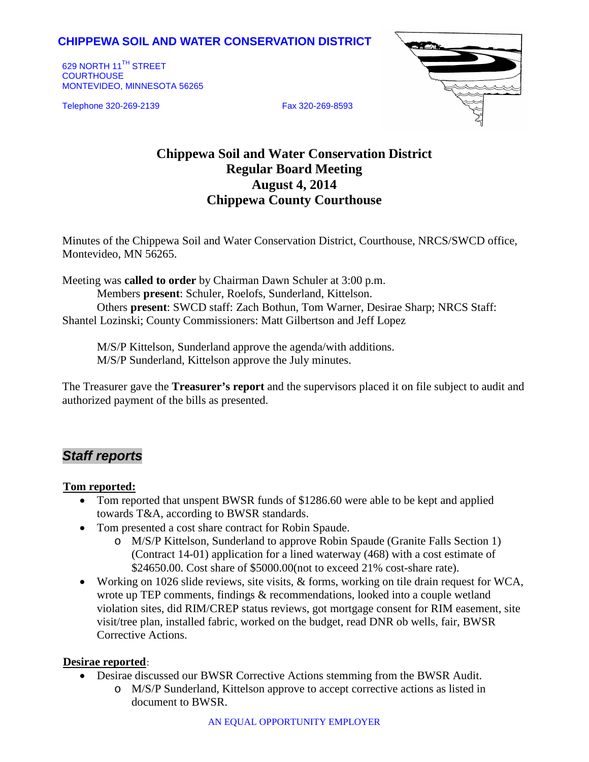**CHIPPEWA SOIL AND WATER CONSERVATION DISTRICT**

629 NORTH 11TH STREET
COURTHOUSE
MONTEVIDEO, MINNESOTA 56265

Telephone 320-269-2139 Fax 320-269-8593

# Chippewa Soil and Water Conservation District
# Regular Board Meeting
# August 4, 2014
# Chippewa County Courthouse

Minutes of the Chippewa Soil and Water Conservation District, Courthouse, NRCS/SWCD office, Montevideo, MN 56265.

Meeting was **called to order** by Chairman Dawn Schuler at 3:00 p.m.

Members **present**: Schuler, Roelofs, Sunderland, Kittelson.

Others **present**: SWCD staff: Zach Bothun, Tom Warner, Desirae Sharp; NRCS Staff: Shantel Lozinski; County Commissioners: Matt Gilbertson and Jeff Lopez

M/S/P Kittelson, Sunderland approve the agenda/with additions.
M/S/P Sunderland, Kittelson approve the July minutes.

The Treasurer gave the **Treasurer's report** and the supervisors placed it on file subject to audit and authorized payment of the bills as presented.

## *Staff reports*

**Tom reported:**

- Tom reported that unspent BWSR funds of $1286.60 were able to be kept and applied towards T&A, according to BWSR standards.
- Tom presented a cost share contract for Robin Spaude.
  - M/S/P Kittelson, Sunderland to approve Robin Spaude (Granite Falls Section 1) (Contract 14-01) application for a lined waterway (468) with a cost estimate of $24650.00. Cost share of $5000.00(not to exceed 21% cost-share rate).
- Working on 1026 slide reviews, site visits, & forms, working on tile drain request for WCA, wrote up TEP comments, findings & recommendations, looked into a couple wetland violation sites, did RIM/CREP status reviews, got mortgage consent for RIM easement, site visit/tree plan, installed fabric, worked on the budget, read DNR ob wells, fair, BWSR Corrective Actions.

**Desirae reported**:

- Desirae discussed our BWSR Corrective Actions stemming from the BWSR Audit.
  - M/S/P Sunderland, Kittelson approve to accept corrective actions as listed in document to BWSR.

AN EQUAL OPPORTUNITY EMPLOYER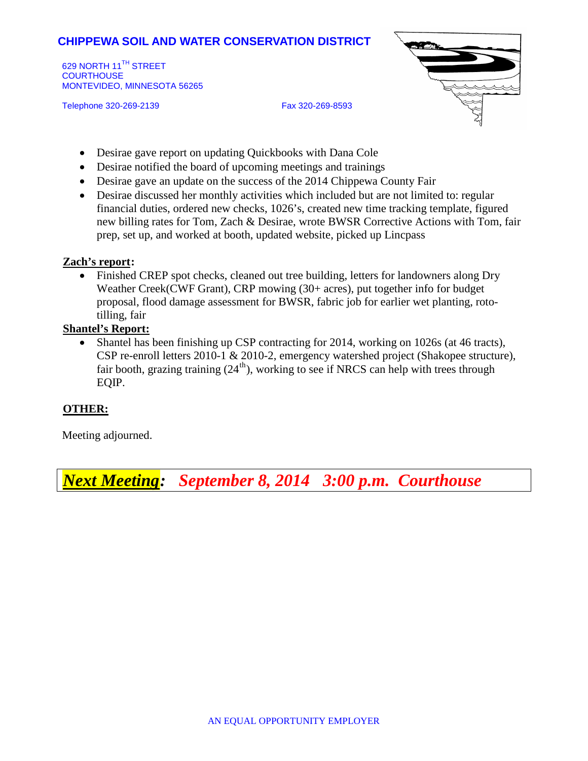**CHIPPEWA SOIL AND WATER CONSERVATION DISTRICT**

629 NORTH 11TH STREET
COURTHOUSE
MONTEVIDEO, MINNESOTA 56265

Telephone 320-269-2139 Fax 320-269-8593

- Desirae gave report on updating Quickbooks with Dana Cole
- Desirae notified the board of upcoming meetings and trainings
- Desirae gave an update on the success of the 2014 Chippewa County Fair
- Desirae discussed her monthly activities which included but are not limited to: regular financial duties, ordered new checks, 1026's, created new time tracking template, figured new billing rates for Tom, Zach & Desirae, wrote BWSR Corrective Actions with Tom, fair prep, set up, and worked at booth, updated website, picked up Lincpass

**Zach's report:**

- Finished CREP spot checks, cleaned out tree building, letters for landowners along Dry Weather Creek(CWF Grant), CRP mowing (30+ acres), put together info for budget proposal, flood damage assessment for BWSR, fabric job for earlier wet planting, roto-tilling, fair

**Shantel's Report:**

- Shantel has been finishing up CSP contracting for 2014, working on 1026s (at 46 tracts), CSP re-enroll letters 2010-1 & 2010-2, emergency watershed project (Shakopee structure), fair booth, grazing training (24th), working to see if NRCS can help with trees through EQIP.

**OTHER:**

Meeting adjourned.

***Next Meeting:* *September 8, 2014 3:00 p.m. Courthouse***

AN EQUAL OPPORTUNITY EMPLOYER